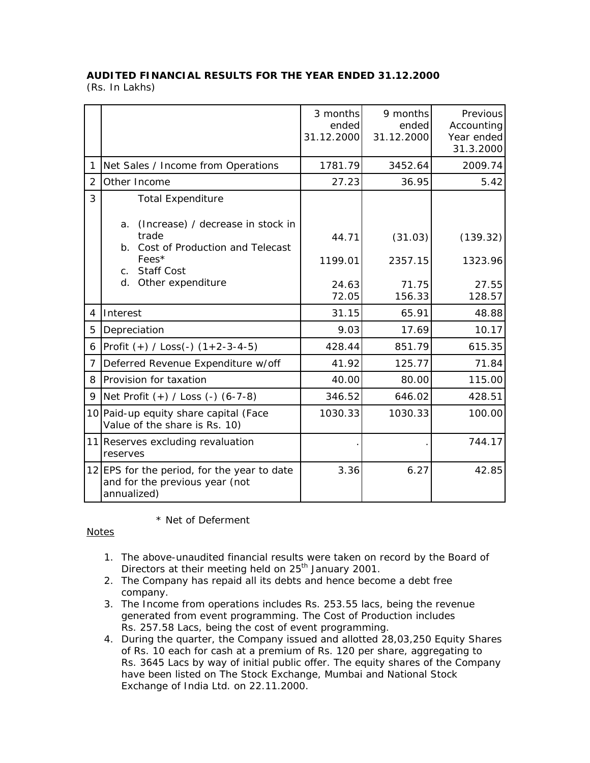**AUDITED FINANCIAL RESULTS FOR THE YEAR ENDED 31.12.2000**
(Rs. In Lakhs)

| | | 3 months ended 31.12.2000 | 9 months ended 31.12.2000 | Previous Accounting Year ended 31.3.2000 |
|---|---|---|---|---|
| 1 | Net Sales / Income from Operations | 1781.79 | 3452.64 | 2009.74 |
| 2 | Other Income | 27.23 | 36.95 | 5.42 |
| 3 | Total Expenditure | | | |
| | a. (Increase) / decrease in stock in trade | 44.71 | (31.03) | (139.32) |
| | b. Cost of Production and Telecast Fees* | 1199.01 | 2357.15 | 1323.96 |
| | c. Staff Cost | 24.63 | 71.75 | 27.55 |
| | d. Other expenditure | 72.05 | 156.33 | 128.57 |
| 4 | Interest | 31.15 | 65.91 | 48.88 |
| 5 | Depreciation | 9.03 | 17.69 | 10.17 |
| 6 | Profit (+) / Loss(-) (1+2-3-4-5) | 428.44 | 851.79 | 615.35 |
| 7 | Deferred Revenue Expenditure w/off | 41.92 | 125.77 | 71.84 |
| 8 | Provision for taxation | 40.00 | 80.00 | 115.00 |
| 9 | Net Profit (+) / Loss (-) (6-7-8) | 346.52 | 646.02 | 428.51 |
| 10 | Paid-up equity share capital (Face Value of the share is Rs. 10) | 1030.33 | 1030.33 | 100.00 |
| 11 | Reserves excluding revaluation reserves | . | . | 744.17 |
| 12 | EPS for the period, for the year to date and for the previous year (not annualized) | 3.36 | 6.27 | 42.85 |

\* Net of Deferment

Notes

1. The above-unaudited financial results were taken on record by the Board of Directors at their meeting held on 25th January 2001.
2. The Company has repaid all its debts and hence become a debt free company.
3. The Income from operations includes Rs. 253.55 lacs, being the revenue generated from event programming. The Cost of Production includes Rs. 257.58 Lacs, being the cost of event programming.
4. During the quarter, the Company issued and allotted 28,03,250 Equity Shares of Rs. 10 each for cash at a premium of Rs. 120 per share, aggregating to Rs. 3645 Lacs by way of initial public offer. The equity shares of the Company have been listed on The Stock Exchange, Mumbai and National Stock Exchange of India Ltd. on 22.11.2000.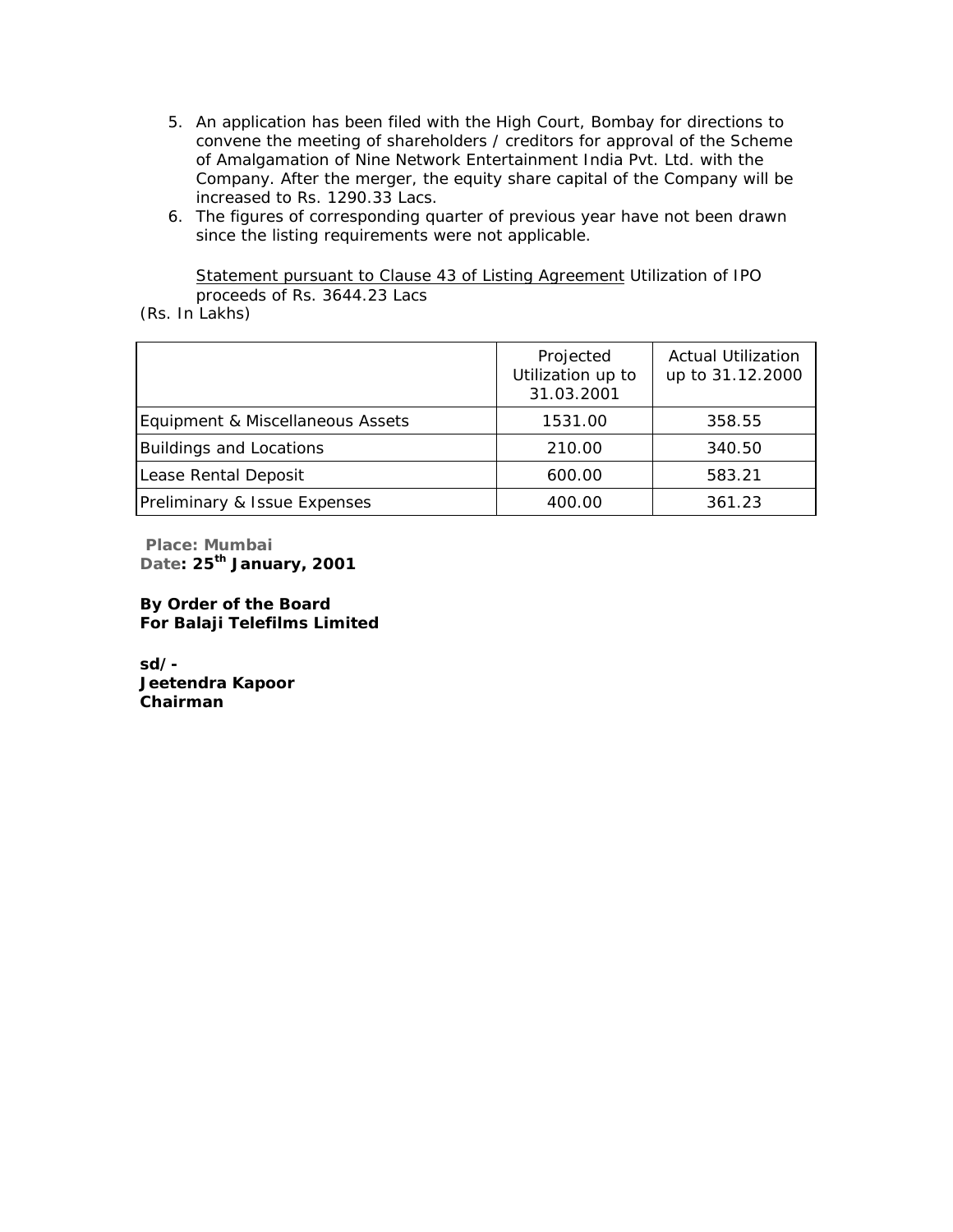5. An application has been filed with the High Court, Bombay for directions to convene the meeting of shareholders / creditors for approval of the Scheme of Amalgamation of Nine Network Entertainment India Pvt. Ltd. with the Company. After the merger, the equity share capital of the Company will be increased to Rs. 1290.33 Lacs.
6. The figures of corresponding quarter of previous year have not been drawn since the listing requirements were not applicable.

Statement pursuant to Clause 43 of Listing Agreement Utilization of IPO proceeds of Rs. 3644.23 Lacs

(Rs. In Lakhs)

| | Projected Utilization up to 31.03.2001 | Actual Utilization up to 31.12.2000 |
|---|---|---|
| Equipment & Miscellaneous Assets | 1531.00 | 358.55 |
| Buildings and Locations | 210.00 | 340.50 |
| Lease Rental Deposit | 600.00 | 583.21 |
| Preliminary & Issue Expenses | 400.00 | 361.23 |

**Place: Mumbai**
**Date: 25th January, 2001**

**By Order of the Board**
**For Balaji Telefilms Limited**

**sd/-**
**Jeetendra Kapoor**
**Chairman**